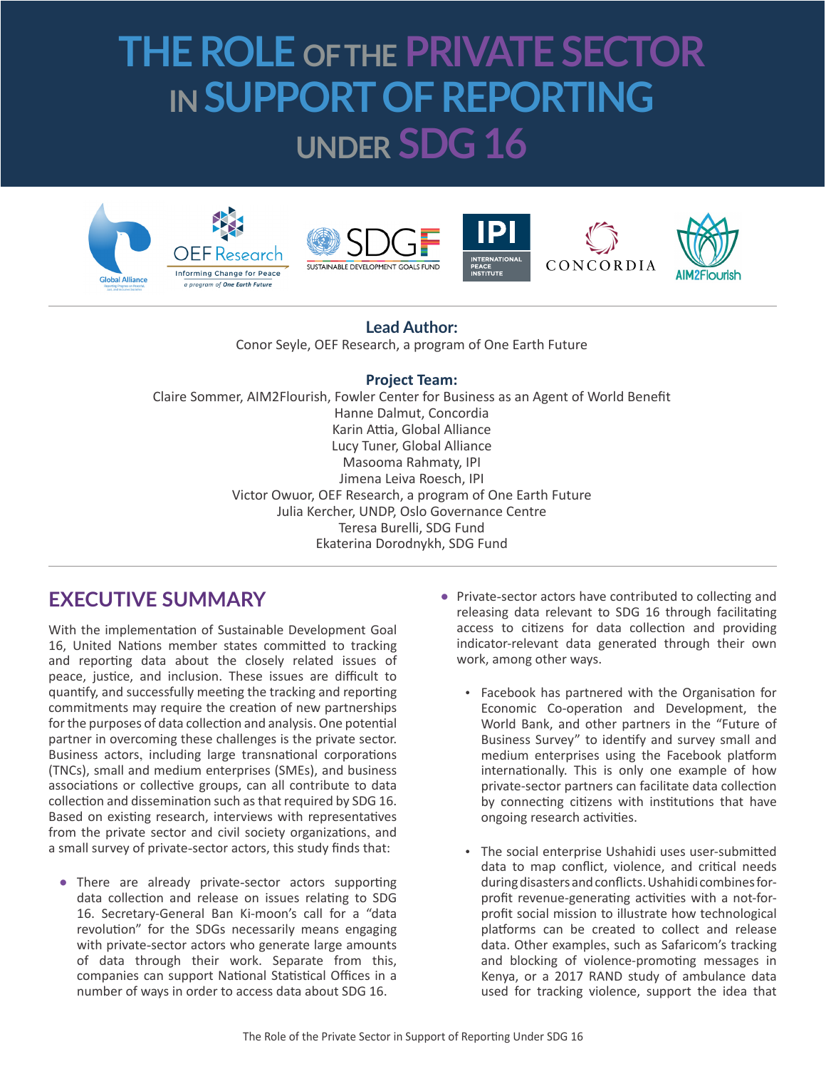# THE ROLE OF THE PRIVATE SECTOR IN SUPPORT OF REPORTING UNDER SDG 16

**Lead Author:**
Conor Seyle, OEF Research, a program of One Earth Future

**Project Team:**
Claire Sommer, AIM2Flourish, Fowler Center for Business as an Agent of World Benefit
Hanne Dalmut, Concordia
Karin Attia, Global Alliance
Lucy Tuner, Global Alliance
Masooma Rahmaty, IPI
Jimena Leiva Roesch, IPI
Victor Owuor, OEF Research, a program of One Earth Future
Julia Kercher, UNDP, Oslo Governance Centre
Teresa Burelli, SDG Fund
Ekaterina Dorodnykh, SDG Fund

## EXECUTIVE SUMMARY

With the implementation of Sustainable Development Goal 16, United Nations member states committed to tracking and reporting data about the closely related issues of peace, justice, and inclusion. These issues are difficult to quantify, and successfully meeting the tracking and reporting commitments may require the creation of new partnerships for the purposes of data collection and analysis. One potential partner in overcoming these challenges is the private sector. Business actors, including large transnational corporations (TNCs), small and medium enterprises (SMEs), and business associations or collective groups, can all contribute to data collection and dissemination such as that required by SDG 16. Based on existing research, interviews with representatives from the private sector and civil society organizations, and a small survey of private-sector actors, this study finds that:

- There are already private-sector actors supporting data collection and release on issues relating to SDG 16. Secretary-General Ban Ki-moon's call for a "data revolution" for the SDGs necessarily means engaging with private-sector actors who generate large amounts of data through their work. Separate from this, companies can support National Statistical Offices in a number of ways in order to access data about SDG 16.
- Private-sector actors have contributed to collecting and releasing data relevant to SDG 16 through facilitating access to citizens for data collection and providing indicator-relevant data generated through their own work, among other ways.
  - Facebook has partnered with the Organisation for Economic Co-operation and Development, the World Bank, and other partners in the "Future of Business Survey" to identify and survey small and medium enterprises using the Facebook platform internationally. This is only one example of how private-sector partners can facilitate data collection by connecting citizens with institutions that have ongoing research activities.
  - The social enterprise Ushahidi uses user-submitted data to map conflict, violence, and critical needs during disasters and conflicts. Ushahidi combines for-profit revenue-generating activities with a not-for-profit social mission to illustrate how technological platforms can be created to collect and release data. Other examples, such as Safaricom's tracking and blocking of violence-promoting messages in Kenya, or a 2017 RAND study of ambulance data used for tracking violence, support the idea that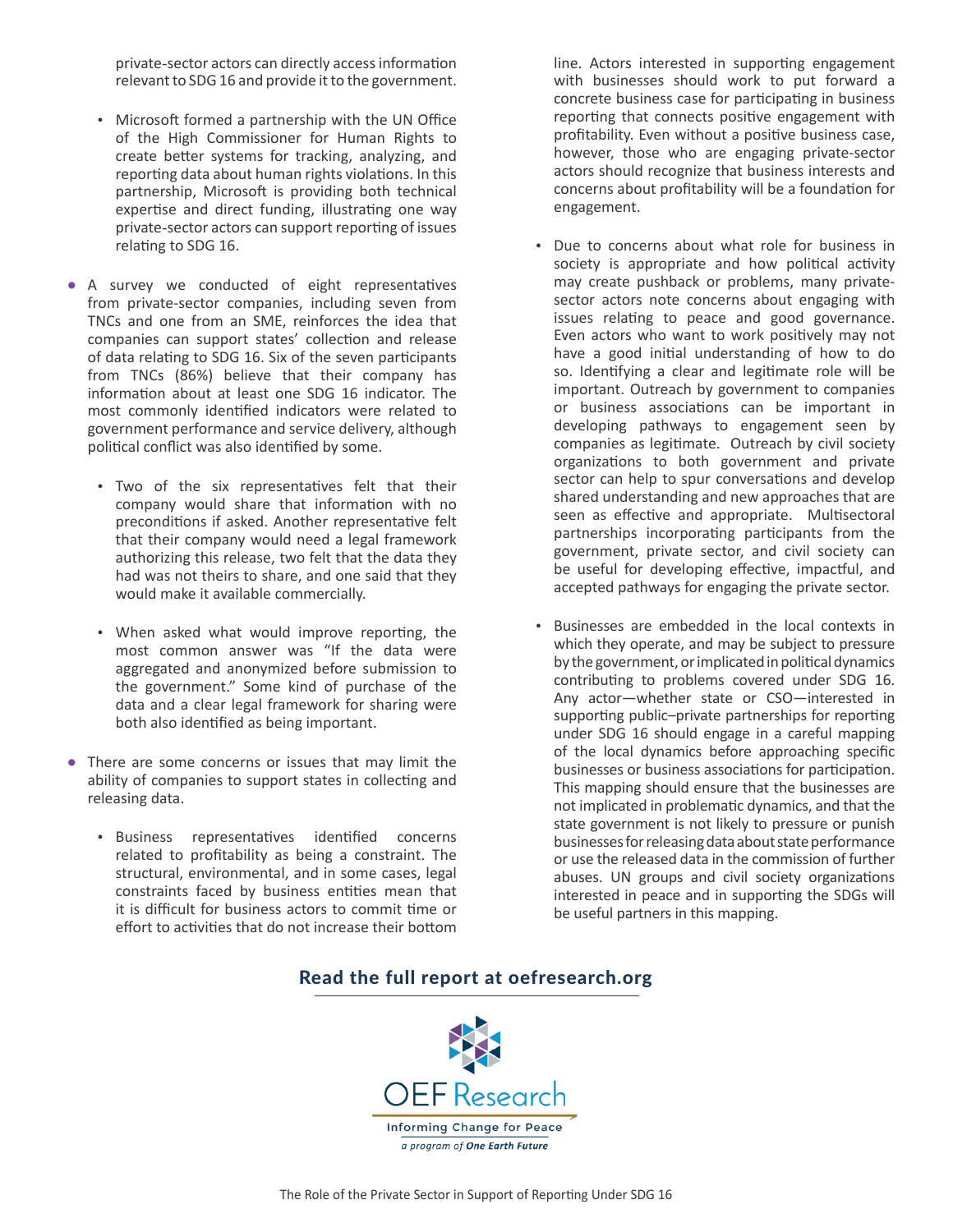private-sector actors can directly access information relevant to SDG 16 and provide it to the government.

  - Microsoft formed a partnership with the UN Office of the High Commissioner for Human Rights to create better systems for tracking, analyzing, and reporting data about human rights violations. In this partnership, Microsoft is providing both technical expertise and direct funding, illustrating one way private-sector actors can support reporting of issues relating to SDG 16.

- A survey we conducted of eight representatives from private-sector companies, including seven from TNCs and one from an SME, reinforces the idea that companies can support states' collection and release of data relating to SDG 16. Six of the seven participants from TNCs (86%) believe that their company has information about at least one SDG 16 indicator. The most commonly identified indicators were related to government performance and service delivery, although political conflict was also identified by some.

  - Two of the six representatives felt that their company would share that information with no preconditions if asked. Another representative felt that their company would need a legal framework authorizing this release, two felt that the data they had was not theirs to share, and one said that they would make it available commercially.

  - When asked what would improve reporting, the most common answer was "If the data were aggregated and anonymized before submission to the government." Some kind of purchase of the data and a clear legal framework for sharing were both also identified as being important.

- There are some concerns or issues that may limit the ability of companies to support states in collecting and releasing data.

  - Business representatives identified concerns related to profitability as being a constraint. The structural, environmental, and in some cases, legal constraints faced by business entities mean that it is difficult for business actors to commit time or effort to activities that do not increase their bottom line. Actors interested in supporting engagement with businesses should work to put forward a concrete business case for participating in business reporting that connects positive engagement with profitability. Even without a positive business case, however, those who are engaging private-sector actors should recognize that business interests and concerns about profitability will be a foundation for engagement.

  - Due to concerns about what role for business in society is appropriate and how political activity may create pushback or problems, many private-sector actors note concerns about engaging with issues relating to peace and good governance. Even actors who want to work positively may not have a good initial understanding of how to do so. Identifying a clear and legitimate role will be important. Outreach by government to companies or business associations can be important in developing pathways to engagement seen by companies as legitimate. Outreach by civil society organizations to both government and private sector can help to spur conversations and develop shared understanding and new approaches that are seen as effective and appropriate. Multisectoral partnerships incorporating participants from the government, private sector, and civil society can be useful for developing effective, impactful, and accepted pathways for engaging the private sector.

  - Businesses are embedded in the local contexts in which they operate, and may be subject to pressure by the government, or implicated in political dynamics contributing to problems covered under SDG 16. Any actor—whether state or CSO—interested in supporting public–private partnerships for reporting under SDG 16 should engage in a careful mapping of the local dynamics before approaching specific businesses or business associations for participation. This mapping should ensure that the businesses are not implicated in problematic dynamics, and that the state government is not likely to pressure or punish businesses for releasing data about state performance or use the released data in the commission of further abuses. UN groups and civil society organizations interested in peace and in supporting the SDGs will be useful partners in this mapping.

**Read the full report at oefresearch.org**

OEF Research

Informing Change for Peace

*a program of* ***One Earth Future***